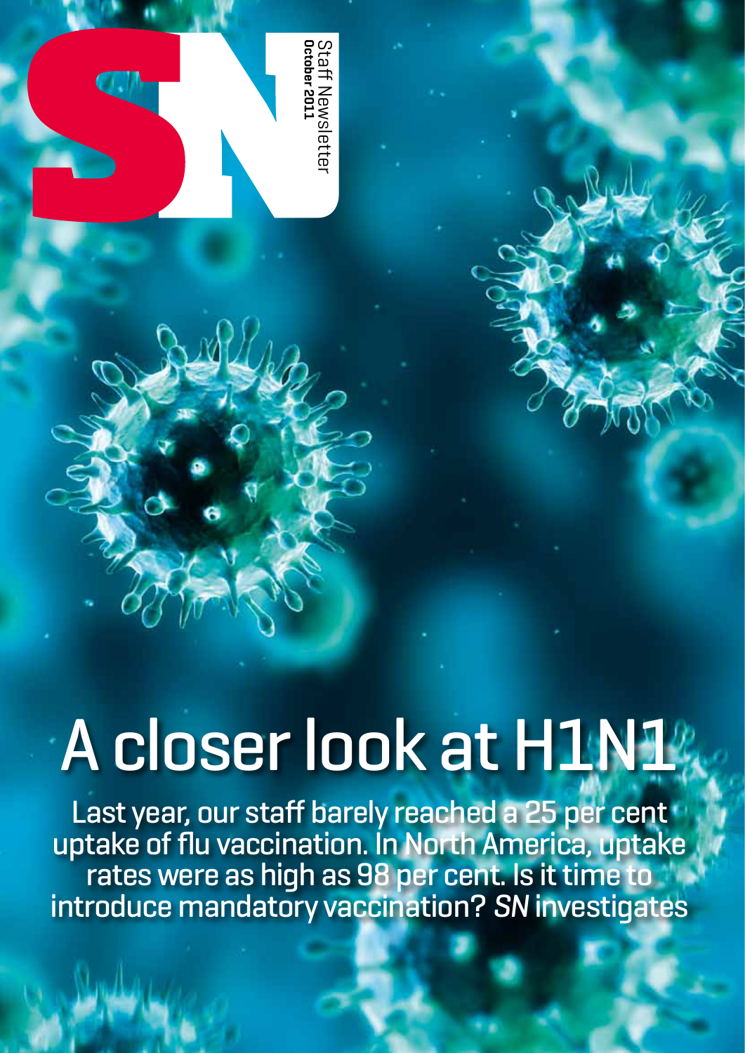SN

Staff Newsletter
**October 2011**

# A closer look at H1N1

Last year, our staff barely reached a 25 per cent uptake of flu vaccination. In North America, uptake rates were as high as 98 per cent. Is it time to introduce mandatory vaccination? *SN* investigates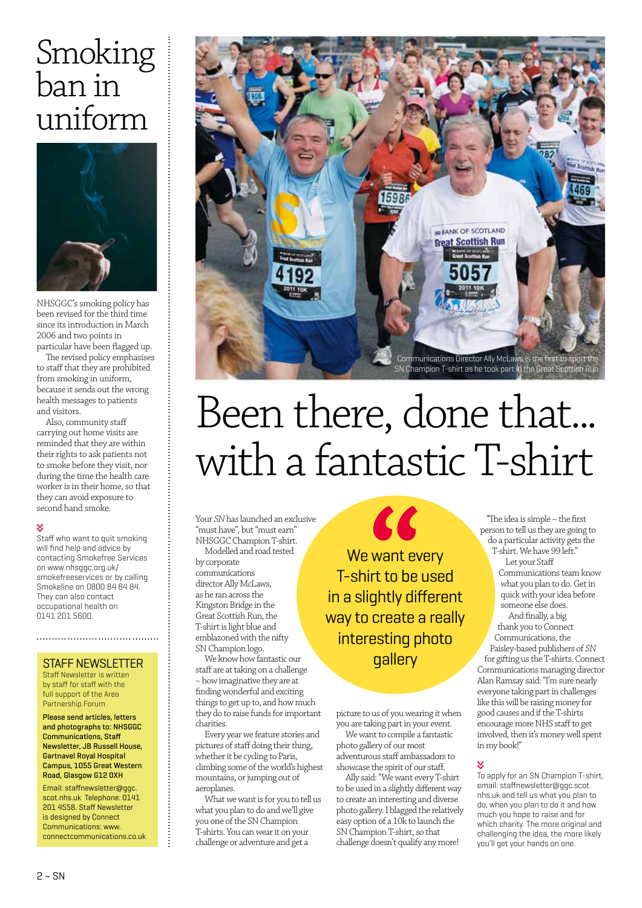# Smoking ban in uniform

NHSGGC's smoking policy has been revised for the third time since its introduction in March 2006 and two points in particular have been flagged up.

The revised policy emphasises to staff that they are prohibited from smoking in uniform, because it sends out the wrong health messages to patients and visitors.

Also, community staff carrying out home visits are reminded that they are within their rights to ask patients not to smoke before they visit, nor during the time the health care worker is in their home, so that they can avoid exposure to second hand smoke.

Staff who want to quit smoking will find help and advice by contacting Smokefree Services on www.nhsggc.org.uk/smokefreeservices or by calling Smokeline on 0800 84 84 84. They can also contact occupational health on 0141 201 5600.

## STAFF NEWSLETTER

Staff Newsletter is written by staff for staff with the full support of the Area Partnership Forum

**Please send articles, letters and photographs to: NHSGGC Communications, Staff Newsletter, JB Russell House, Gartnavel Royal Hospital Campus, 1055 Great Western Road, Glasgow G12 0XH**

Email: staffnewsletter@ggc.scot.nhs.uk Telephone: 0141 201 4558. Staff Newsletter is designed by Connect Communications: www.connectcommunications.co.uk

Communications Director Ally McLaws is the first to sport the SN Champion T-shirt as he took part in the Great Scottish Run

# Been there, done that... with a fantastic T-shirt

Your *SN* has launched an exclusive "must have", but "must earn" NHSGGC Champion T-shirt.

Modelled and road tested by corporate communications director Ally McLaws, as he ran across the Kingston Bridge in the Great Scottish Run, the T-shirt is light blue and emblazoned with the nifty SN Champion logo.

We know how fantastic our staff are at taking on a challenge – how imaginative they are at finding wonderful and exciting things to get up to, and how much they do to raise funds for important charities.

Every year we feature stories and pictures of staff doing their thing, whether it be cycling to Paris, climbing some of the world's highest mountains, or jumping out of aeroplanes.

What we want is for you to tell us what you plan to do and we'll give you one of the SN Champion T-shirts. You can wear it on your challenge or adventure and get a picture to us of you wearing it when you are taking part in your event.

We want to compile a fantastic photo gallery of our most adventurous staff ambassadors to showcase the spirit of our staff.

> "We want every T-shirt to be used in a slightly different way to create a really interesting photo gallery

Ally said: "We want every T-shirt to be used in a slightly different way to create an interesting and diverse photo gallery. I blagged the relatively easy option of a 10k to launch the SN Champion T-shirt, so that challenge doesn't qualify any more!

"The idea is simple – the first person to tell us they are going to do a particular activity gets the T-shirt. We have 99 left."

Let your Staff Communications team know what you plan to do. Get in quick with your idea before someone else does.

And finally, a big thank you to Connect Communications, the Paisley-based publishers of *SN* for gifting us the T-shirts. Connect Communications managing director Alan Ramsay said: "I'm sure nearly everyone taking part in challenges like this will be raising money for good causes and if the T-shirts encourage more NHS staff to get involved, then it's money well spent in my book!"

To apply for an SN Champion T-shirt, email: staffnewsletter@ggc.scot.nhs.uk and tell us what you plan to do, when you plan to do it and how much you hope to raise and for which charity. The more original and challenging the idea, the more likely you'll get your hands on one.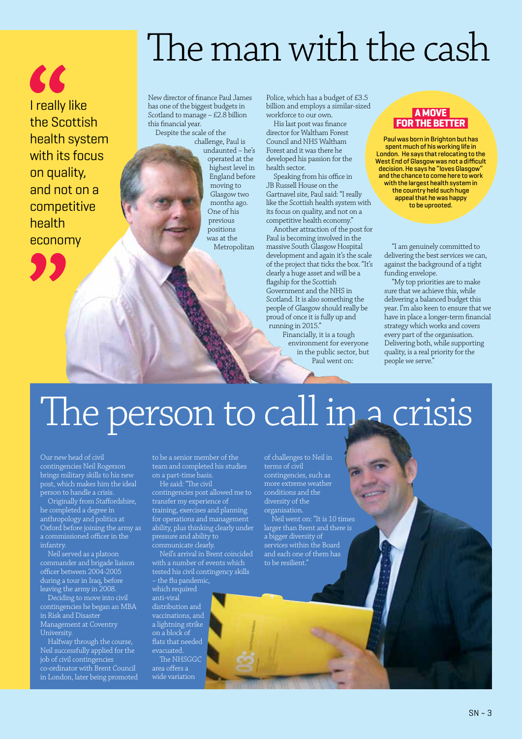# The man with the cash

> I really like the Scottish health system with its focus on quality, and not on a competitive health economy

New director of finance Paul James has one of the biggest budgets in Scotland to manage – £2.8 billion this financial year.

Despite the scale of the challenge, Paul is undaunted – he's operated at the highest level in England before moving to Glasgow two months ago. One of his previous positions was at the Metropolitan Police, which has a budget of £3.5 billion and employs a similar-sized workforce to our own.

His last post was finance director for Waltham Forest Council and NHS Waltham Forest and it was there he developed his passion for the health sector.

Speaking from his office in JB Russell House on the Gartnavel site, Paul said: "I really like the Scottish health system with its focus on quality, and not on a competitive health economy."

Another attraction of the post for Paul is becoming involved in the massive South Glasgow Hospital development and again it's the scale of the project that ticks the box. "It's clearly a huge asset and will be a flagship for the Scottish Government and the NHS in Scotland. It is also something the people of Glasgow should really be proud of once it is fully up and running in 2015."

Financially, it is a tough environment for everyone in the public sector, but Paul went on:

"I am genuinely committed to delivering the best services we can, against the background of a tight funding envelope.

"My top priorities are to make sure that we achieve this, while delivering a balanced budget this year. I'm also keen to ensure that we have in place a longer-term financial strategy which works and covers every part of the organisation. Delivering both, while supporting quality, is a real priority for the people we serve."

**A MOVE FOR THE BETTER**

**Paul was born in Brighton but has spent much of his working life in London. He says that relocating to the West End of Glasgow was not a difficult decision. He says he "loves Glasgow" and the chance to come here to work with the largest health system in the country held such huge appeal that he was happy to be uprooted.**

# The person to call in a crisis

Our new head of civil contingencies Neil Rogerson brings military skills to his new post, which makes him the ideal person to handle a crisis.

Originally from Staffordshire, he completed a degree in anthropology and politics at Oxford before joining the army as a commissioned officer in the infantry.

Neil served as a platoon commander and brigade liaison officer between 2004-2005 during a tour in Iraq, before leaving the army in 2008.

Deciding to move into civil contingencies he began an MBA in Risk and Disaster Management at Coventry University.

Halfway through the course, Neil successfully applied for the job of civil contingencies co-ordinator with Brent Council in London, later being promoted to be a senior member of the team and completed his studies on a part-time basis.

He said: "The civil contingencies post allowed me to transfer my experience of training, exercises and planning for operations and management ability, plus thinking clearly under pressure and ability to communicate clearly.

Neil's arrival in Brent coincided with a number of events which tested his civil contingency skills – the flu pandemic, which required anti-viral distribution and vaccinations, and a lightning strike on a block of flats that needed evacuated.

The NHSGGC area offers a wide variation of challenges to Neil in terms of civil contingencies, such as more extreme weather conditions and the diversity of the organisation.

Neil went on: "It is 10 times larger than Brent and there is a bigger diversity of services within the Board and each one of them has to be resilient."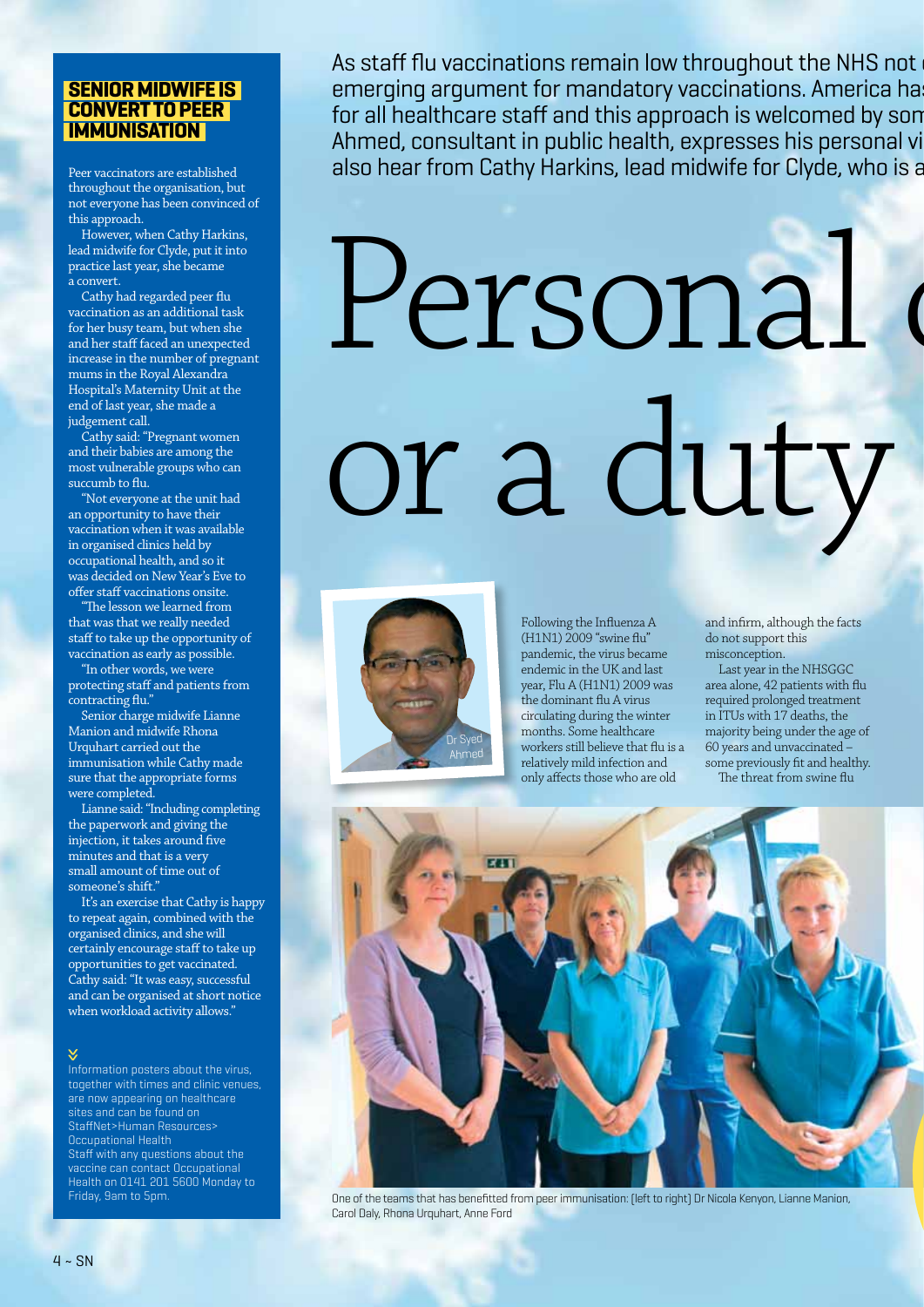As staff flu vaccinations remain low throughout the NHS not emerging argument for mandatory vaccinations. America has for all healthcare staff and this approach is welcomed by som Ahmed, consultant in public health, expresses his personal vi also hear from Cathy Harkins, lead midwife for Clyde, who is a

# Personal or a duty

Dr Syed Ahmed

Following the Influenza A (H1N1) 2009 "swine flu" pandemic, the virus became endemic in the UK and last year, Flu A (H1N1) 2009 was the dominant flu A virus circulating during the winter months. Some healthcare workers still believe that flu is a relatively mild infection and only affects those who are old and infirm, although the facts do not support this misconception.

Last year in the NHSGGC area alone, 42 patients with flu required prolonged treatment in ITUs with 17 deaths, the majority being under the age of 60 years and unvaccinated – some previously fit and healthy.

The threat from swine flu

One of the teams that has benefitted from peer immunisation: (left to right) Dr Nicola Kenyon, Lianne Manion, Carol Daly, Rhona Urquhart, Anne Ford

## SENIOR MIDWIFE IS CONVERT TO PEER IMMUNISATION

Peer vaccinators are established throughout the organisation, but not everyone has been convinced of this approach.

However, when Cathy Harkins, lead midwife for Clyde, put it into practice last year, she became a convert.

Cathy had regarded peer flu vaccination as an additional task for her busy team, but when she and her staff faced an unexpected increase in the number of pregnant mums in the Royal Alexandra Hospital's Maternity Unit at the end of last year, she made a judgement call.

Cathy said: "Pregnant women and their babies are among the most vulnerable groups who can succumb to flu.

"Not everyone at the unit had an opportunity to have their vaccination when it was available in organised clinics held by occupational health, and so it was decided on New Year's Eve to offer staff vaccinations onsite.

"The lesson we learned from that was that we really needed staff to take up the opportunity of vaccination as early as possible.

"In other words, we were protecting staff and patients from contracting flu."

Senior charge midwife Lianne Manion and midwife Rhona Urquhart carried out the immunisation while Cathy made sure that the appropriate forms were completed.

Lianne said: "Including completing the paperwork and giving the injection, it takes around five minutes and that is a very small amount of time out of someone's shift."

It's an exercise that Cathy is happy to repeat again, combined with the organised clinics, and she will certainly encourage staff to take up opportunities to get vaccinated. Cathy said: "It was easy, successful and can be organised at short notice when workload activity allows."

Information posters about the virus, together with times and clinic venues, are now appearing on healthcare sites and can be found on StaffNet>Human Resources> Occupational Health

Staff with any questions about the vaccine can contact Occupational Health on 0141 201 5600 Monday to Friday, 9am to 5pm.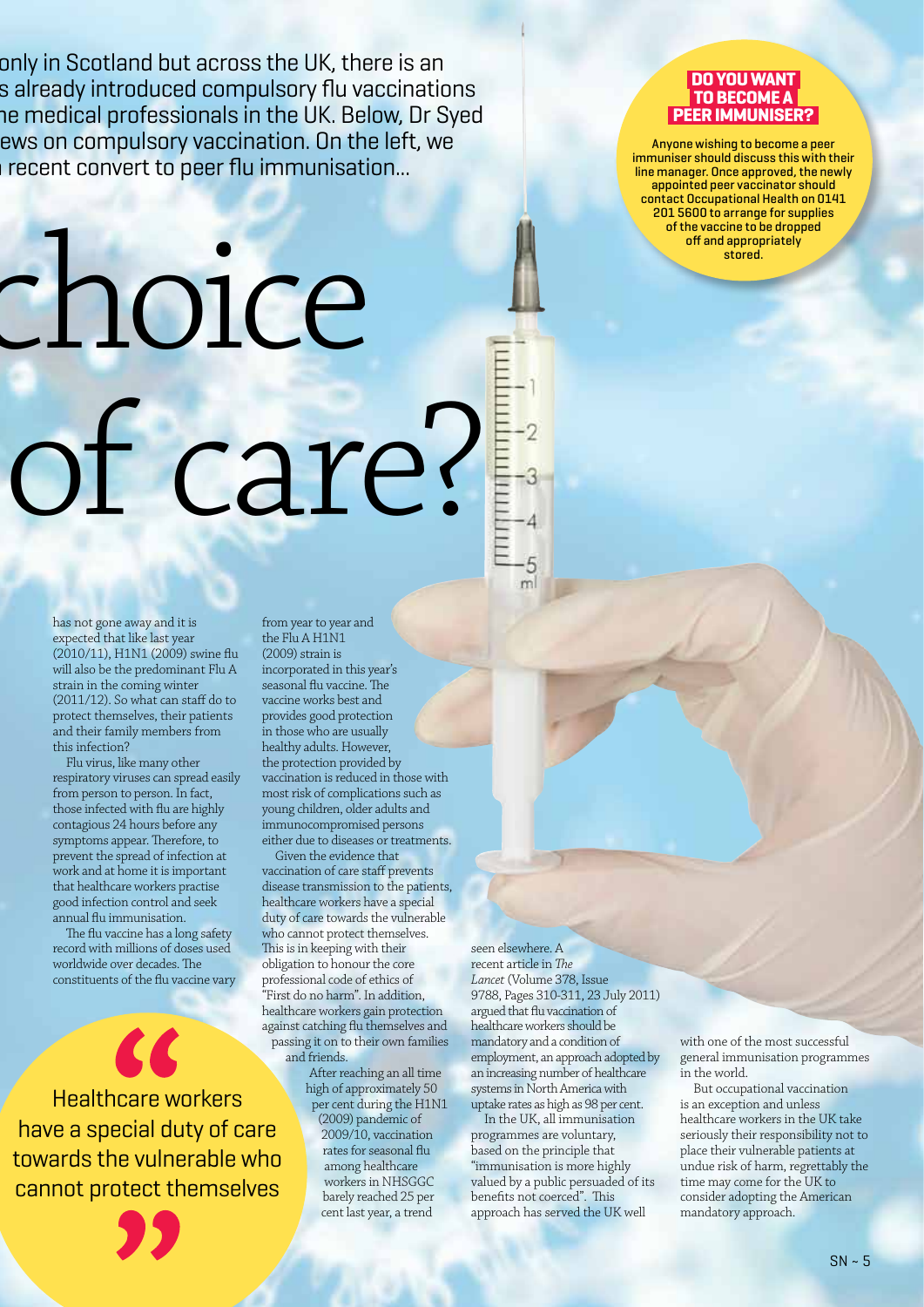only in Scotland but across the UK, there is an s already introduced compulsory flu vaccinations ne medical professionals in the UK. Below, Dr Syed ews on compulsory vaccination. On the left, we recent convert to peer flu immunisation...

# choice of care?

## DO YOU WANT TO BECOME A PEER IMMUNISER?

Anyone wishing to become a peer immuniser should discuss this with their line manager. Once approved, the newly appointed peer vaccinator should contact Occupational Health on 0141 201 5600 to arrange for supplies of the vaccine to be dropped off and appropriately stored.

has not gone away and it is expected that like last year (2010/11), H1N1 (2009) swine flu will also be the predominant Flu A strain in the coming winter (2011/12). So what can staff do to protect themselves, their patients and their family members from this infection?

Flu virus, like many other respiratory viruses can spread easily from person to person. In fact, those infected with flu are highly contagious 24 hours before any symptoms appear. Therefore, to prevent the spread of infection at work and at home it is important that healthcare workers practise good infection control and seek annual flu immunisation.

The flu vaccine has a long safety record with millions of doses used worldwide over decades. The constituents of the flu vaccine vary from year to year and the Flu A H1N1 (2009) strain is incorporated in this year's seasonal flu vaccine. The vaccine works best and provides good protection in those who are usually healthy adults. However, the protection provided by vaccination is reduced in those with most risk of complications such as young children, older adults and immunocompromised persons either due to diseases or treatments.

Given the evidence that vaccination of care staff prevents disease transmission to the patients, healthcare workers have a special duty of care towards the vulnerable who cannot protect themselves. This is in keeping with their obligation to honour the core professional code of ethics of "First do no harm". In addition, healthcare workers gain protection against catching flu themselves and passing it on to their own families and friends.

> "Healthcare workers have a special duty of care towards the vulnerable who cannot protect themselves"

After reaching an all time high of approximately 50 per cent during the H1N1 (2009) pandemic of 2009/10, vaccination rates for seasonal flu among healthcare workers in NHSGGC barely reached 25 per cent last year, a trend seen elsewhere. A recent article in *The Lancet* (Volume 378, Issue 9788, Pages 310-311, 23 July 2011) argued that flu vaccination of healthcare workers should be mandatory and a condition of employment, an approach adopted by an increasing number of healthcare systems in North America with uptake rates as high as 98 per cent.

In the UK, all immunisation programmes are voluntary, based on the principle that "immunisation is more highly valued by a public persuaded of its benefits not coerced". This approach has served the UK well with one of the most successful general immunisation programmes in the world.

But occupational vaccination is an exception and unless healthcare workers in the UK take seriously their responsibility not to place their vulnerable patients at undue risk of harm, regrettably the time may come for the UK to consider adopting the American mandatory approach.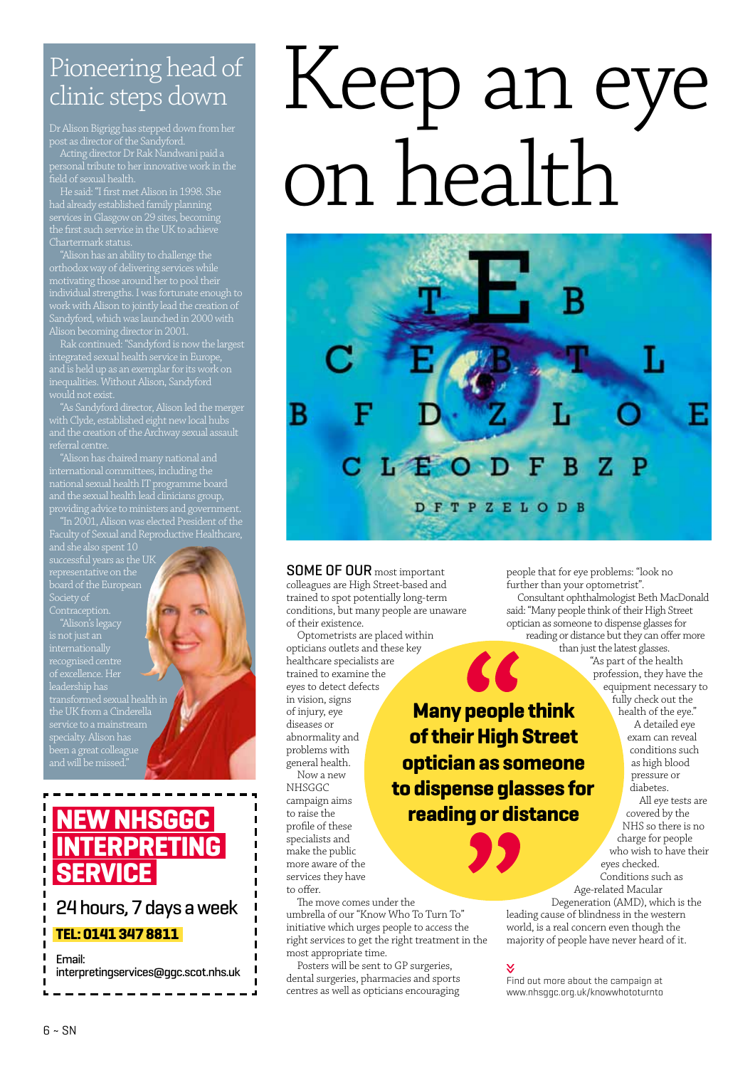## Pioneering head of clinic steps down

Dr Alison Bigrigg has stepped down from her post as director of the Sandyford.

Acting director Dr Rak Nandwani paid a personal tribute to her innovative work in the field of sexual health.

He said: "I first met Alison in 1998. She had already established family planning services in Glasgow on 29 sites, becoming the first such service in the UK to achieve Chartermark status.

"Alison has an ability to challenge the orthodox way of delivering services while motivating those around her to pool their individual strengths. I was fortunate enough to work with Alison to jointly lead the creation of Sandyford, which was launched in 2000 with Alison becoming director in 2001.

Rak continued: "Sandyford is now the largest integrated sexual health service in Europe, and is held up as an exemplar for its work on inequalities. Without Alison, Sandyford would not exist.

"As Sandyford director, Alison led the merger with Clyde, established eight new local hubs and the creation of the Archway sexual assault referral centre.

"Alison has chaired many national and international committees, including the national sexual health IT programme board and the sexual health lead clinicians group, providing advice to ministers and government.

"In 2001, Alison was elected President of the Faculty of Sexual and Reproductive Healthcare, and she also spent 10 successful years as the UK representative on the board of the European Society of Contraception.

"Alison's legacy is not just an internationally recognised centre of excellence. Her leadership has transformed sexual health in the UK from a Cinderella service to a mainstream specialty. Alison has been a great colleague and will be missed."

## NEW NHSGGC INTERPRETING SERVICE

24 hours, 7 days a week

**TEL: 0141 347 8811**

Email: interpretingservices@ggc.scot.nhs.uk

# Keep an eye on health

**SOME OF OUR** most important colleagues are High Street-based and trained to spot potentially long-term conditions, but many people are unaware of their existence.

Optometrists are placed within opticians outlets and these key healthcare specialists are trained to examine the eyes to detect defects in vision, signs of injury, eye diseases or abnormality and problems with general health.

Now a new NHSGGC campaign aims to raise the profile of these specialists and make the public more aware of the services they have to offer.

The move comes under the umbrella of our "Know Who To Turn To" initiative which urges people to access the right services to get the right treatment in the most appropriate time.

Posters will be sent to GP surgeries, dental surgeries, pharmacies and sports centres as well as opticians encouraging people that for eye problems: "look no further than your optometrist".

Consultant ophthalmologist Beth MacDonald said: "Many people think of their High Street optician as someone to dispense glasses for reading or distance but they can offer more than just the latest glasses.

"As part of the health profession, they have the equipment necessary to fully check out the health of the eye."

> **"Many people think of their High Street optician as someone to dispense glasses for reading or distance"**

A detailed eye exam can reveal conditions such as high blood pressure or diabetes.

All eye tests are covered by the NHS so there is no charge for people who wish to have their eyes checked.

Conditions such as Age-related Macular Degeneration (AMD), which is the leading cause of blindness in the western world, is a real concern even though the majority of people have never heard of it.

Find out more about the campaign at www.nhsggc.org.uk/knowwhototurnto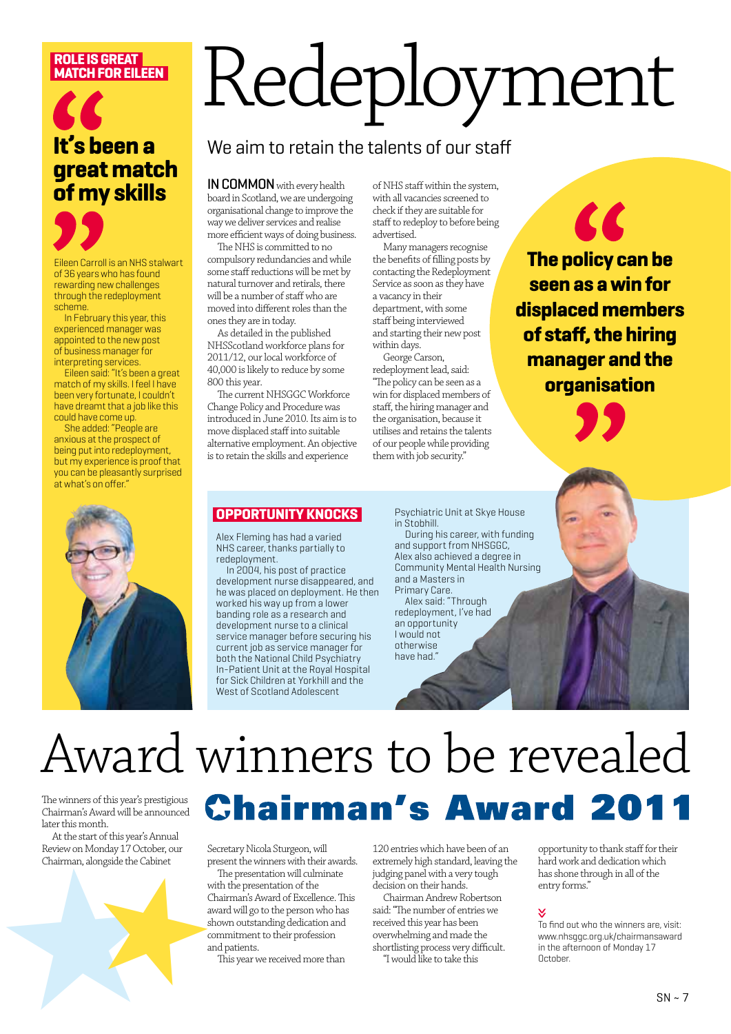# Redeployment

## We aim to retain the talents of our staff

**IN COMMON** with every health board in Scotland, we are undergoing organisational change to improve the way we deliver services and realise more efficient ways of doing business.

The NHS is committed to no compulsory redundancies and while some staff reductions will be met by natural turnover and retirals, there will be a number of staff who are moved into different roles than the ones they are in today.

As detailed in the published NHSScotland workforce plans for 2011/12, our local workforce of 40,000 is likely to reduce by some 800 this year.

The current NHSGGC Workforce Change Policy and Procedure was introduced in June 2010. Its aim is to move displaced staff into suitable alternative employment. An objective is to retain the skills and experience of NHS staff within the system, with all vacancies screened to check if they are suitable for staff to redeploy to before being advertised.

Many managers recognise the benefits of filling posts by contacting the Redeployment Service as soon as they have a vacancy in their department, with some staff being interviewed and starting their new post within days.

George Carson, redeployment lead, said: "The policy can be seen as a win for displaced members of staff, the hiring manager and the organisation, because it utilises and retains the talents of our people while providing them with job security."

> "**The policy can be seen as a win for displaced members of staff, the hiring manager and the organisation**"

### ROLE IS GREAT MATCH FOR EILEEN

> "**It's been a great match of my skills**"

Eileen Carroll is an NHS stalwart of 36 years who has found rewarding new challenges through the redeployment scheme.

In February this year, this experienced manager was appointed to the new post of business manager for interpreting services.

Eileen said: "It's been a great match of my skills. I feel I have been very fortunate, I couldn't have dreamt that a job like this could have come up.

She added: "People are anxious at the prospect of being put into redeployment, but my experience is proof that you can be pleasantly surprised at what's on offer."

### OPPORTUNITY KNOCKS

Alex Fleming has had a varied NHS career, thanks partially to redeployment.

In 2004, his post of practice development nurse disappeared, and he was placed on deployment. He then worked his way up from a lower banding role as a research and development nurse to a clinical service manager before securing his current job as service manager for both the National Child Psychiatry In-Patient Unit at the Royal Hospital for Sick Children at Yorkhill and the West of Scotland Adolescent Psychiatric Unit at Skye House in Stobhill.

During his career, with funding and support from NHSGGC, Alex also achieved a degree in Community Mental Health Nursing and a Masters in Primary Care.

Alex said: "Through redeployment, I've had an opportunity I would not otherwise have had."

# Award winners to be revealed

## Chairman's Award 2011

The winners of this year's prestigious Chairman's Award will be announced later this month.

At the start of this year's Annual Review on Monday 17 October, our Chairman, alongside the Cabinet Secretary Nicola Sturgeon, will present the winners with their awards.

The presentation will culminate with the presentation of the Chairman's Award of Excellence. This award will go to the person who has shown outstanding dedication and commitment to their profession and patients.

This year we received more than 120 entries which have been of an extremely high standard, leaving the judging panel with a very tough decision on their hands.

Chairman Andrew Robertson said: "The number of entries we received this year has been overwhelming and made the shortlisting process very difficult.

"I would like to take this opportunity to thank staff for their hard work and dedication which has shone through in all of the entry forms."

To find out who the winners are, visit: www.nhsggc.org.uk/chairmansaward in the afternoon of Monday 17 October.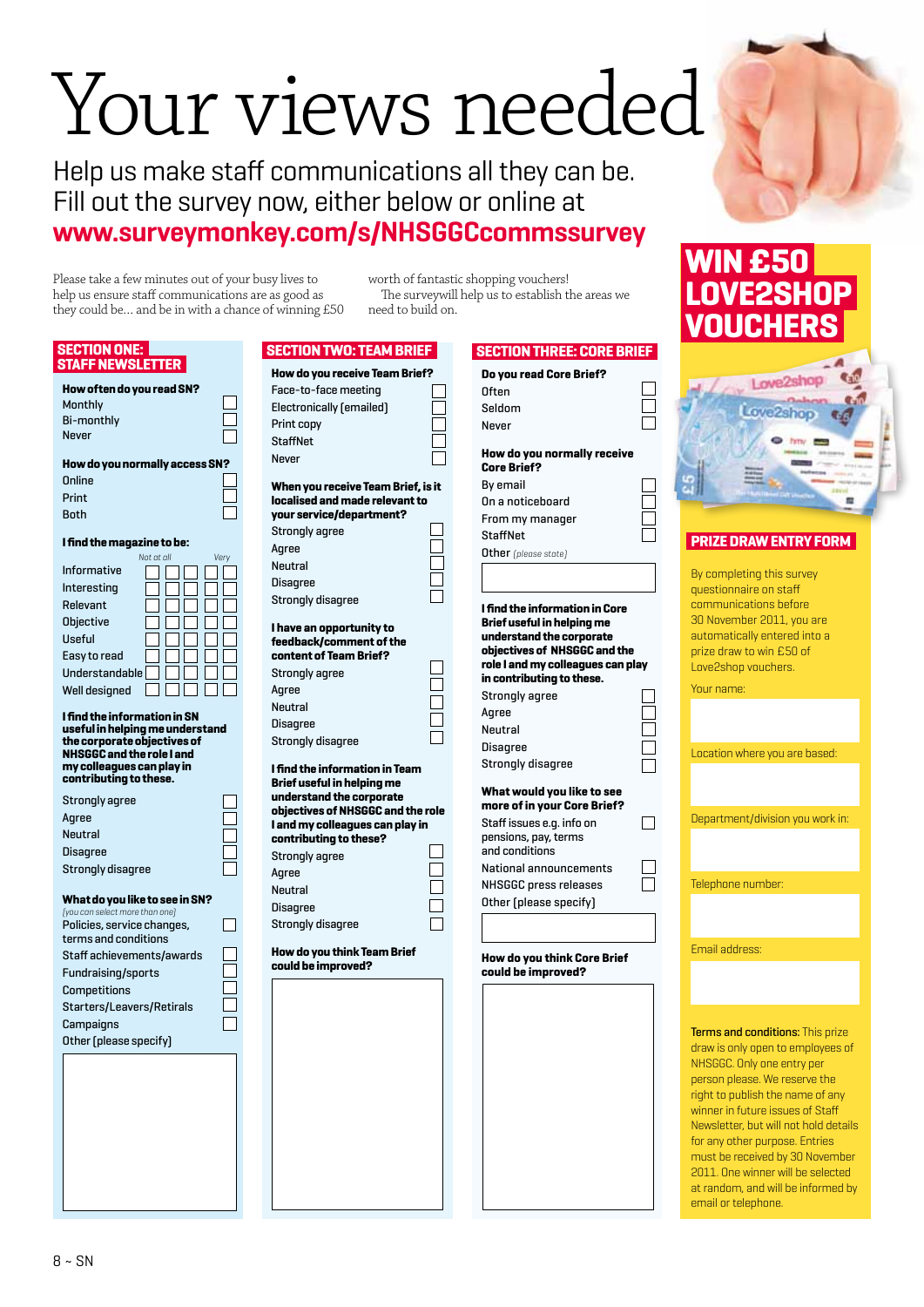# Your views needed

Help us make staff communications all they can be. Fill out the survey now, either below or online at **www.surveymonkey.com/s/NHSGGCcommssurvey**

Please take a few minutes out of your busy lives to help us ensure staff communications are as good as they could be… and be in with a chance of winning £50 worth of fantastic shopping vouchers!

The surveywill help us to establish the areas we need to build on.

## SECTION ONE: STAFF NEWSLETTER

**How often do you read SN?**
- Monthly ☐
- Bi-monthly ☐
- Never ☐

**How do you normally access SN?**
- Online ☐
- Print ☐
- Both ☐

**I find the magazine to be:**

| | Not at all | | | | Very |
|---|---|---|---|---|---|
| Informative | ☐ | ☐ | ☐ | ☐ | ☐ |
| Interesting | ☐ | ☐ | ☐ | ☐ | ☐ |
| Relevant | ☐ | ☐ | ☐ | ☐ | ☐ |
| Objective | ☐ | ☐ | ☐ | ☐ | ☐ |
| Useful | ☐ | ☐ | ☐ | ☐ | ☐ |
| Easy to read | ☐ | ☐ | ☐ | ☐ | ☐ |
| Understandable | ☐ | ☐ | ☐ | ☐ | ☐ |
| Well designed | ☐ | ☐ | ☐ | ☐ | ☐ |

**I find the information in SN useful in helping me understand the corporate objectives of NHSGGC and the role I and my colleagues can play in contributing to these.**
- Strongly agree ☐
- Agree ☐
- Neutral ☐
- Disagree ☐
- Strongly disagree ☐

**What do you like to see in SN?**
*(you can select more than one)*
- Policies, service changes, terms and conditions ☐
- Staff achievements/awards ☐
- Fundraising/sports ☐
- Competitions ☐
- Starters/Leavers/Retirals ☐
- Campaigns ☐
- Other (please specify)

## SECTION TWO: TEAM BRIEF

**How do you receive Team Brief?**
- Face-to-face meeting ☐
- Electronically (emailed) ☐
- Print copy ☐
- StaffNet ☐
- Never ☐

**When you receive Team Brief, is it localised and made relevant to your service/department?**
- Strongly agree ☐
- Agree ☐
- Neutral ☐
- Disagree ☐
- Strongly disagree ☐

**I have an opportunity to feedback/comment of the content of Team Brief?**
- Strongly agree ☐
- Agree ☐
- Neutral ☐
- Disagree ☐
- Strongly disagree ☐

**I find the information in Team Brief useful in helping me understand the corporate objectives of NHSGGC and the role I and my colleagues can play in contributing to these?**
- Strongly agree ☐
- Agree ☐
- Neutral ☐
- Disagree ☐
- Strongly disagree ☐

**How do you think Team Brief could be improved?**

## SECTION THREE: CORE BRIEF

**Do you read Core Brief?**
- Often ☐
- Seldom ☐
- Never ☐

**How do you normally receive Core Brief?**
- By email ☐
- On a noticeboard ☐
- From my manager ☐
- StaffNet ☐
- Other *(please state)*

**I find the information in Core Brief useful in helping me understand the corporate objectives of NHSGGC and the role I and my colleagues can play in contributing to these.**
- Strongly agree ☐
- Agree ☐
- Neutral ☐
- Disagree ☐
- Strongly disagree ☐

**What would you like to see more of in your Core Brief?**
- Staff issues e.g. info on pensions, pay, terms and conditions ☐
- National announcements ☐
- NHSGGC press releases ☐
- Other (please specify)

**How do you think Core Brief could be improved?**

## WIN £50 LOVE2SHOP VOUCHERS

### PRIZE DRAW ENTRY FORM

By completing this survey questionnaire on staff communications before 30 November 2011, you are automatically entered into a prize draw to win £50 of Love2shop vouchers.

Your name:

Location where you are based:

Department/division you work in:

Telephone number:

Email address:

**Terms and conditions:** This prize draw is only open to employees of NHSGGC. Only one entry per person please. We reserve the right to publish the name of any winner in future issues of Staff Newsletter, but will not hold details for any other purpose. Entries must be received by 30 November 2011. One winner will be selected at random, and will be informed by email or telephone.